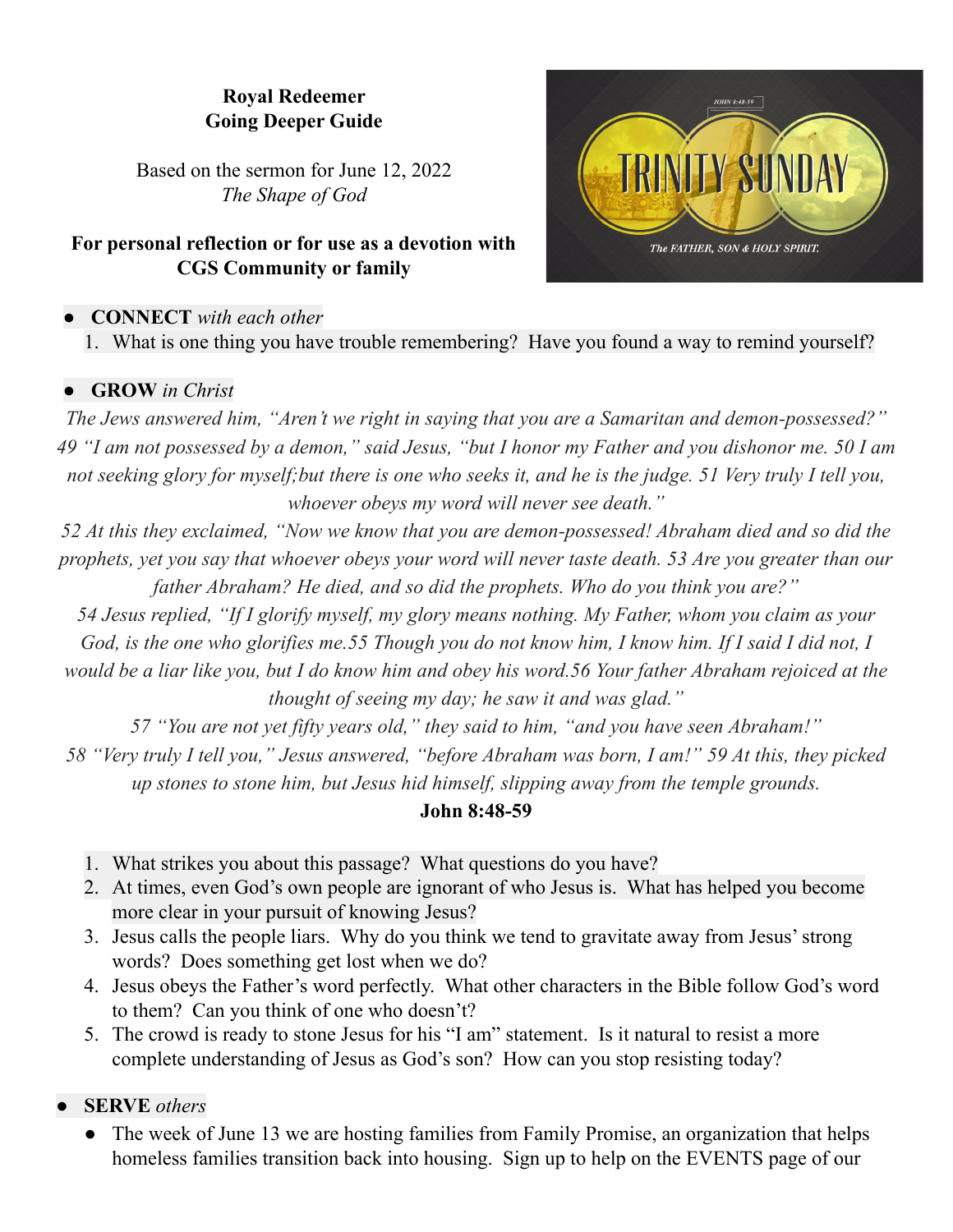**Royal Redeemer**
**Going Deeper Guide**

Based on the sermon for June 12, 2022
*The Shape of God*

**For personal reflection or for use as a devotion with CGS Community or family**

- **CONNECT** *with each other*
  1. What is one thing you have trouble remembering? Have you found a way to remind yourself?

- **GROW** *in Christ*

*The Jews answered him, "Aren't we right in saying that you are a Samaritan and demon-possessed?" 49 "I am not possessed by a demon," said Jesus, "but I honor my Father and you dishonor me. 50 I am not seeking glory for myself;but there is one who seeks it, and he is the judge. 51 Very truly I tell you, whoever obeys my word will never see death."*
*52 At this they exclaimed, "Now we know that you are demon-possessed! Abraham died and so did the prophets, yet you say that whoever obeys your word will never taste death. 53 Are you greater than our father Abraham? He died, and so did the prophets. Who do you think you are?"*
*54 Jesus replied, "If I glorify myself, my glory means nothing. My Father, whom you claim as your God, is the one who glorifies me.55 Though you do not know him, I know him. If I said I did not, I would be a liar like you, but I do know him and obey his word.56 Your father Abraham rejoiced at the thought of seeing my day; he saw it and was glad."*
*57 "You are not yet fifty years old," they said to him, "and you have seen Abraham!"*
*58 "Very truly I tell you," Jesus answered, "before Abraham was born, I am!" 59 At this, they picked up stones to stone him, but Jesus hid himself, slipping away from the temple grounds.*
**John 8:48-59**

1. What strikes you about this passage? What questions do you have?
2. At times, even God's own people are ignorant of who Jesus is. What has helped you become more clear in your pursuit of knowing Jesus?
3. Jesus calls the people liars. Why do you think we tend to gravitate away from Jesus' strong words? Does something get lost when we do?
4. Jesus obeys the Father's word perfectly. What other characters in the Bible follow God's word to them? Can you think of one who doesn't?
5. The crowd is ready to stone Jesus for his "I am" statement. Is it natural to resist a more complete understanding of Jesus as God's son? How can you stop resisting today?

- **SERVE** *others*
  - The week of June 13 we are hosting families from Family Promise, an organization that helps homeless families transition back into housing. Sign up to help on the EVENTS page of our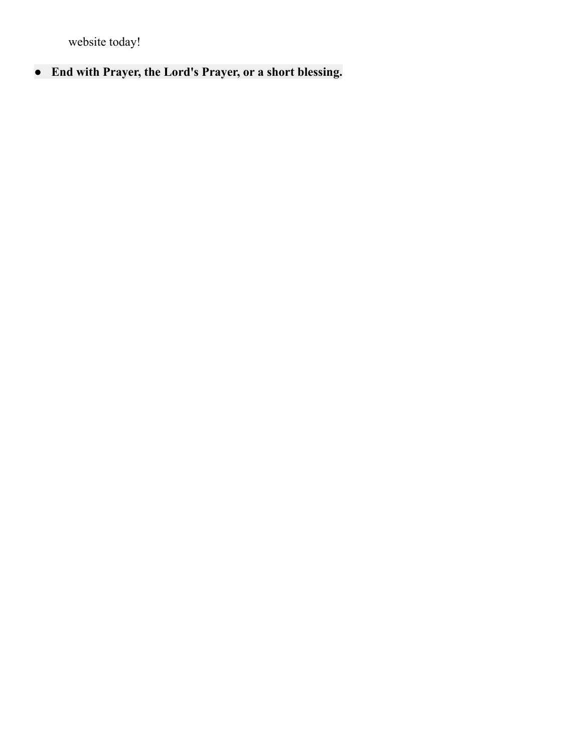website today!

- **End with Prayer, the Lord's Prayer, or a short blessing.**